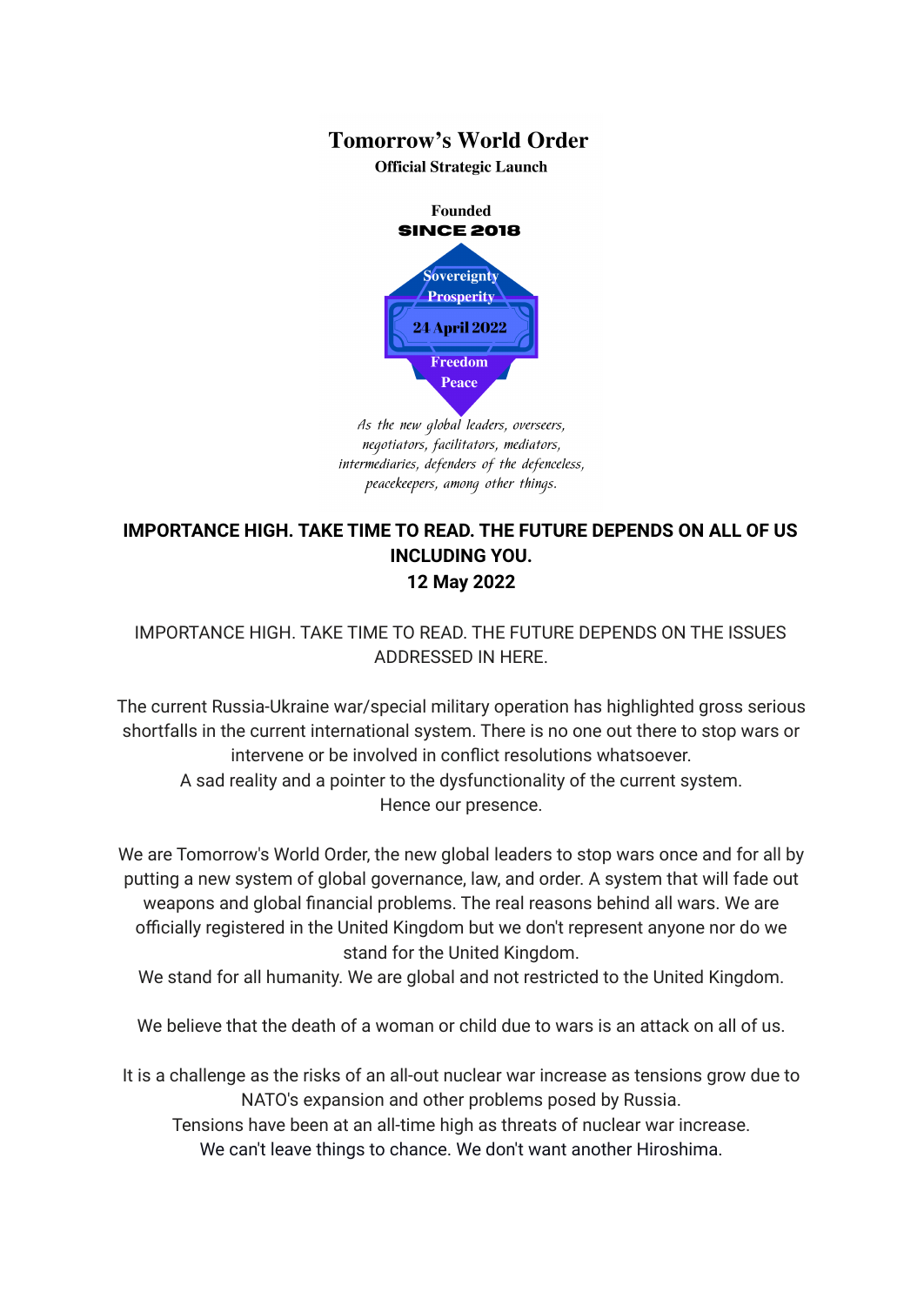# Tomorrow's World Order

**Official Strategic Launch**

**Founded**
**SINCE 2018**

Sovereignty
Prosperity
24 April 2022
Freedom
Peace

*As the new global leaders, overseers, negotiators, facilitators, mediators, intermediaries, defenders of the defenceless, peacekeepers, among other things.*

**IMPORTANCE HIGH. TAKE TIME TO READ. THE FUTURE DEPENDS ON ALL OF US INCLUDING YOU.**
**12 May 2022**

IMPORTANCE HIGH. TAKE TIME TO READ. THE FUTURE DEPENDS ON THE ISSUES ADDRESSED IN HERE.

The current Russia-Ukraine war/special military operation has highlighted gross serious shortfalls in the current international system. There is no one out there to stop wars or intervene or be involved in conflict resolutions whatsoever.
A sad reality and a pointer to the dysfunctionality of the current system.
Hence our presence.

We are Tomorrow's World Order, the new global leaders to stop wars once and for all by putting a new system of global governance, law, and order. A system that will fade out weapons and global financial problems. The real reasons behind all wars. We are officially registered in the United Kingdom but we don't represent anyone nor do we stand for the United Kingdom.
We stand for all humanity. We are global and not restricted to the United Kingdom.

We believe that the death of a woman or child due to wars is an attack on all of us.

It is a challenge as the risks of an all-out nuclear war increase as tensions grow due to NATO's expansion and other problems posed by Russia.
Tensions have been at an all-time high as threats of nuclear war increase.
We can't leave things to chance. We don't want another Hiroshima.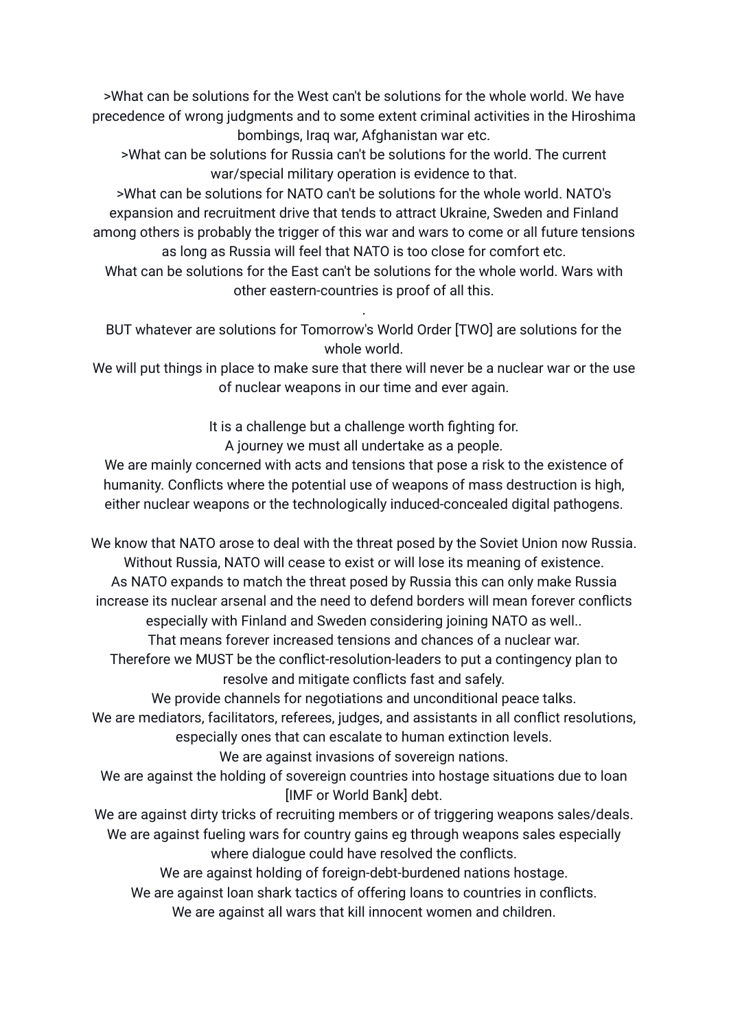>What can be solutions for the West can't be solutions for the whole world. We have precedence of wrong judgments and to some extent criminal activities in the Hiroshima bombings, Iraq war, Afghanistan war etc.

>What can be solutions for Russia can't be solutions for the world. The current war/special military operation is evidence to that.

>What can be solutions for NATO can't be solutions for the whole world. NATO's expansion and recruitment drive that tends to attract Ukraine, Sweden and Finland among others is probably the trigger of this war and wars to come or all future tensions as long as Russia will feel that NATO is too close for comfort etc.

What can be solutions for the East can't be solutions for the whole world. Wars with other eastern-countries is proof of all this.

.

BUT whatever are solutions for Tomorrow's World Order [TWO] are solutions for the whole world.

We will put things in place to make sure that there will never be a nuclear war or the use of nuclear weapons in our time and ever again.

It is a challenge but a challenge worth fighting for.

A journey we must all undertake as a people.

We are mainly concerned with acts and tensions that pose a risk to the existence of humanity. Conflicts where the potential use of weapons of mass destruction is high, either nuclear weapons or the technologically induced-concealed digital pathogens.

We know that NATO arose to deal with the threat posed by the Soviet Union now Russia.

Without Russia, NATO will cease to exist or will lose its meaning of existence.

As NATO expands to match the threat posed by Russia this can only make Russia increase its nuclear arsenal and the need to defend borders will mean forever conflicts especially with Finland and Sweden considering joining NATO as well..

That means forever increased tensions and chances of a nuclear war.

Therefore we MUST be the conflict-resolution-leaders to put a contingency plan to resolve and mitigate conflicts fast and safely.

We provide channels for negotiations and unconditional peace talks.

We are mediators, facilitators, referees, judges, and assistants in all conflict resolutions, especially ones that can escalate to human extinction levels.

We are against invasions of sovereign nations.

We are against the holding of sovereign countries into hostage situations due to loan [IMF or World Bank] debt.

We are against dirty tricks of recruiting members or of triggering weapons sales/deals.

We are against fueling wars for country gains eg through weapons sales especially where dialogue could have resolved the conflicts.

We are against holding of foreign-debt-burdened nations hostage.

We are against loan shark tactics of offering loans to countries in conflicts.

We are against all wars that kill innocent women and children.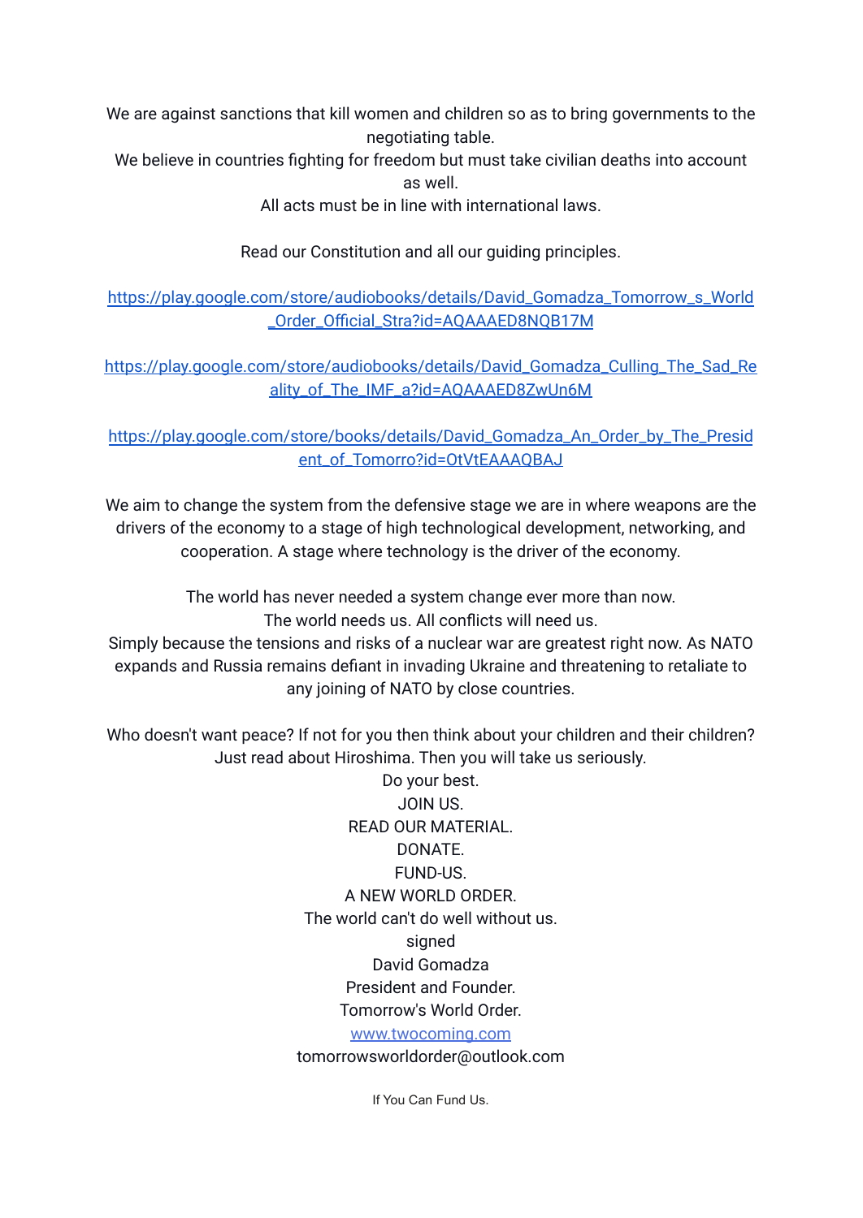We are against sanctions that kill women and children so as to bring governments to the negotiating table.
We believe in countries fighting for freedom but must take civilian deaths into account as well.
All acts must be in line with international laws.

Read our Constitution and all our guiding principles.

https://play.google.com/store/audiobooks/details/David_Gomadza_Tomorrow_s_World_Order_Official_Stra?id=AQAAAED8NQB17M

https://play.google.com/store/audiobooks/details/David_Gomadza_Culling_The_Sad_Reality_of_The_IMF_a?id=AQAAAED8ZwUn6M

https://play.google.com/store/books/details/David_Gomadza_An_Order_by_The_President_of_Tomorro?id=OtVtEAAAQBAJ

We aim to change the system from the defensive stage we are in where weapons are the drivers of the economy to a stage of high technological development, networking, and cooperation. A stage where technology is the driver of the economy.

The world has never needed a system change ever more than now.
The world needs us. All conflicts will need us.
Simply because the tensions and risks of a nuclear war are greatest right now. As NATO expands and Russia remains defiant in invading Ukraine and threatening to retaliate to any joining of NATO by close countries.

Who doesn't want peace? If not for you then think about your children and their children?
Just read about Hiroshima. Then you will take us seriously.
Do your best.
JOIN US.
READ OUR MATERIAL.
DONATE.
FUND-US.
A NEW WORLD ORDER.
The world can't do well without us.
signed
David Gomadza
President and Founder.
Tomorrow's World Order.
www.twocoming.com
tomorrowsworldorder@outlook.com

If You Can Fund Us.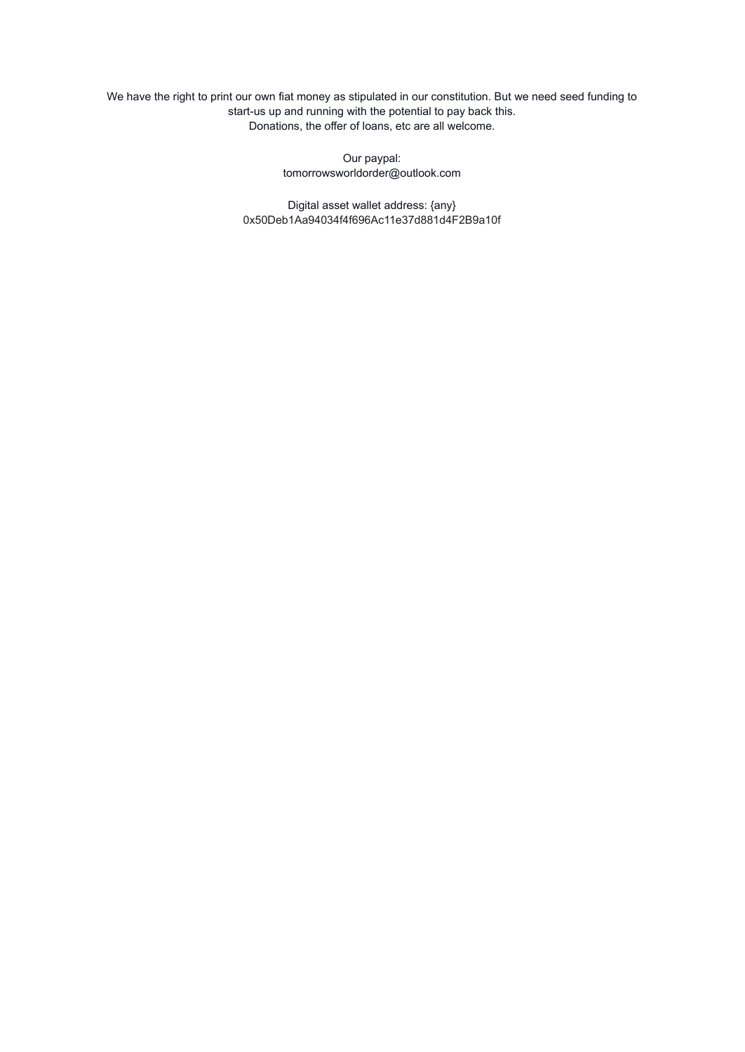We have the right to print our own fiat money as stipulated in our constitution. But we need seed funding to start-us up and running with the potential to pay back this.
Donations, the offer of loans, etc are all welcome.

Our paypal:
tomorrowsworldorder@outlook.com

Digital asset wallet address: {any}
0x50Deb1Aa94034f4f696Ac11e37d881d4F2B9a10f